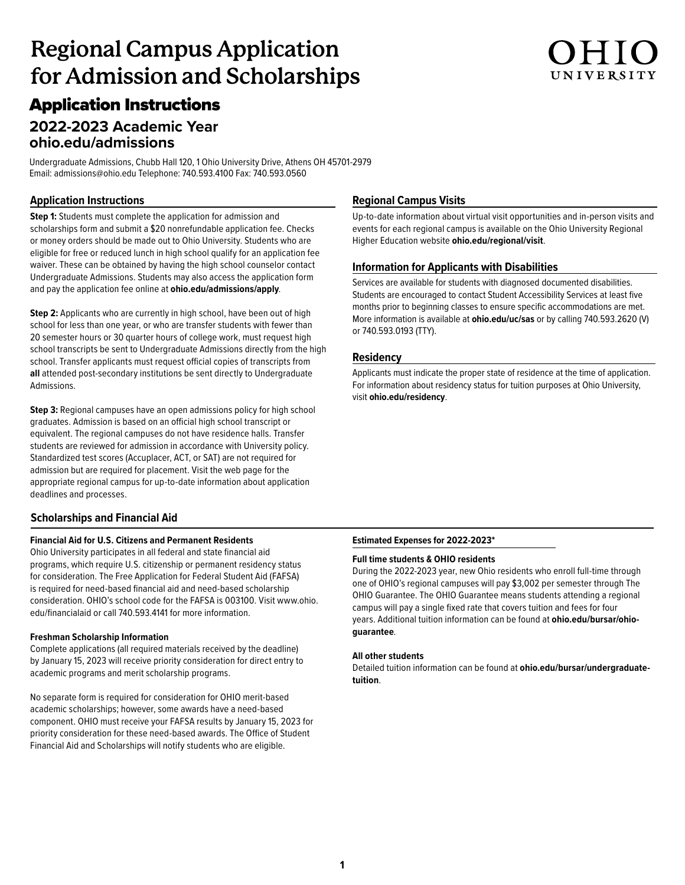# Regional Campus Application for Admission and Scholarships

OHIO UNIVERSITY

## Application Instructions

### 2022-2023 Academic Year
### ohio.edu/admissions

Undergraduate Admissions, Chubb Hall 120, 1 Ohio University Drive, Athens OH 45701-2979
Email: admissions@ohio.edu Telephone: 740.593.4100 Fax: 740.593.0560

### Application Instructions

**Step 1:** Students must complete the application for admission and scholarships form and submit a $20 nonrefundable application fee. Checks or money orders should be made out to Ohio University. Students who are eligible for free or reduced lunch in high school qualify for an application fee waiver. These can be obtained by having the high school counselor contact Undergraduate Admissions. Students may also access the application form and pay the application fee online at **ohio.edu/admissions/apply**.

**Step 2:** Applicants who are currently in high school, have been out of high school for less than one year, or who are transfer students with fewer than 20 semester hours or 30 quarter hours of college work, must request high school transcripts be sent to Undergraduate Admissions directly from the high school. Transfer applicants must request official copies of transcripts from **all** attended post-secondary institutions be sent directly to Undergraduate Admissions.

**Step 3:** Regional campuses have an open admissions policy for high school graduates. Admission is based on an official high school transcript or equivalent. The regional campuses do not have residence halls. Transfer students are reviewed for admission in accordance with University policy. Standardized test scores (Accuplacer, ACT, or SAT) are not required for admission but are required for placement. Visit the web page for the appropriate regional campus for up-to-date information about application deadlines and processes.

### Regional Campus Visits

Up-to-date information about virtual visit opportunities and in-person visits and events for each regional campus is available on the Ohio University Regional Higher Education website **ohio.edu/regional/visit**.

### Information for Applicants with Disabilities

Services are available for students with diagnosed documented disabilities. Students are encouraged to contact Student Accessibility Services at least five months prior to beginning classes to ensure specific accommodations are met. More information is available at **ohio.edu/uc/sas** or by calling 740.593.2620 (V) or 740.593.0193 (TTY).

### Residency

Applicants must indicate the proper state of residence at the time of application. For information about residency status for tuition purposes at Ohio University, visit **ohio.edu/residency**.

### Scholarships and Financial Aid

**Financial Aid for U.S. Citizens and Permanent Residents**

Ohio University participates in all federal and state financial aid programs, which require U.S. citizenship or permanent residency status for consideration. The Free Application for Federal Student Aid (FAFSA) is required for need-based financial aid and need-based scholarship consideration. OHIO's school code for the FAFSA is 003100. Visit www.ohio.edu/financialaid or call 740.593.4141 for more information.

**Freshman Scholarship Information**

Complete applications (all required materials received by the deadline) by January 15, 2023 will receive priority consideration for direct entry to academic programs and merit scholarship programs.

No separate form is required for consideration for OHIO merit-based academic scholarships; however, some awards have a need-based component. OHIO must receive your FAFSA results by January 15, 2023 for priority consideration for these need-based awards. The Office of Student Financial Aid and Scholarships will notify students who are eligible.

**Estimated Expenses for 2022-2023***

**Full time students & OHIO residents**

During the 2022-2023 year, new Ohio residents who enroll full-time through one of OHIO's regional campuses will pay $3,002 per semester through The OHIO Guarantee. The OHIO Guarantee means students attending a regional campus will pay a single fixed rate that covers tuition and fees for four years. Additional tuition information can be found at **ohio.edu/bursar/ohio-guarantee**.

**All other students**

Detailed tuition information can be found at **ohio.edu/bursar/undergraduate-tuition**.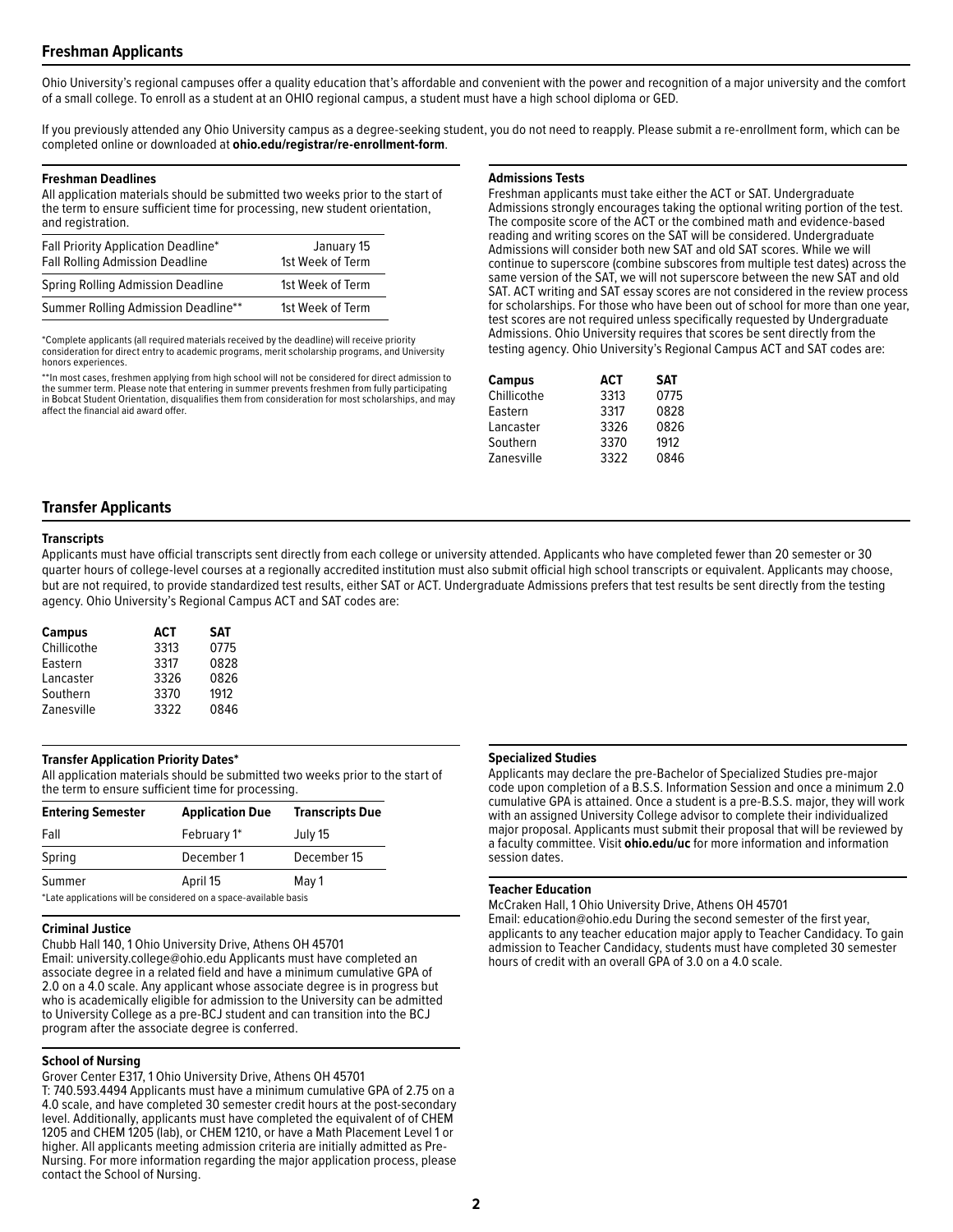## Freshman Applicants

Ohio University's regional campuses offer a quality education that's affordable and convenient with the power and recognition of a major university and the comfort of a small college. To enroll as a student at an OHIO regional campus, a student must have a high school diploma or GED.

If you previously attended any Ohio University campus as a degree-seeking student, you do not need to reapply. Please submit a re-enrollment form, which can be completed online or downloaded at **ohio.edu/registrar/re-enrollment-form**.

### Freshman Deadlines

All application materials should be submitted two weeks prior to the start of the term to ensure sufficient time for processing, new student orientation, and registration.

| | |
|---|---|
| Fall Priority Application Deadline* | January 15 |
| Fall Rolling Admission Deadline | 1st Week of Term |
| Spring Rolling Admission Deadline | 1st Week of Term |
| Summer Rolling Admission Deadline** | 1st Week of Term |

*Complete applicants (all required materials received by the deadline) will receive priority consideration for direct entry to academic programs, merit scholarship programs, and University honors experiences.

**In most cases, freshmen applying from high school will not be considered for direct admission to the summer term. Please note that entering in summer prevents freshmen from fully participating in Bobcat Student Orientation, disqualifies them from consideration for most scholarships, and may affect the financial aid award offer.

### Admissions Tests

Freshman applicants must take either the ACT or SAT. Undergraduate Admissions strongly encourages taking the optional writing portion of the test. The composite score of the ACT or the combined math and evidence-based reading and writing scores on the SAT will be considered. Undergraduate Admissions will consider both new SAT and old SAT scores. While we will continue to superscore (combine subscores from multiple test dates) across the same version of the SAT, we will not superscore between the new SAT and old SAT. ACT writing and SAT essay scores are not considered in the review process for scholarships. For those who have been out of school for more than one year, test scores are not required unless specifically requested by Undergraduate Admissions. Ohio University requires that scores be sent directly from the testing agency. Ohio University's Regional Campus ACT and SAT codes are:

| Campus | ACT | SAT |
|---|---|---|
| Chillicothe | 3313 | 0775 |
| Eastern | 3317 | 0828 |
| Lancaster | 3326 | 0826 |
| Southern | 3370 | 1912 |
| Zanesville | 3322 | 0846 |

## Transfer Applicants

### Transcripts

Applicants must have official transcripts sent directly from each college or university attended. Applicants who have completed fewer than 20 semester or 30 quarter hours of college-level courses at a regionally accredited institution must also submit official high school transcripts or equivalent. Applicants may choose, but are not required, to provide standardized test results, either SAT or ACT. Undergraduate Admissions prefers that test results be sent directly from the testing agency. Ohio University's Regional Campus ACT and SAT codes are:

| Campus | ACT | SAT |
|---|---|---|
| Chillicothe | 3313 | 0775 |
| Eastern | 3317 | 0828 |
| Lancaster | 3326 | 0826 |
| Southern | 3370 | 1912 |
| Zanesville | 3322 | 0846 |

### Transfer Application Priority Dates*

All application materials should be submitted two weeks prior to the start of the term to ensure sufficient time for processing.

| Entering Semester | Application Due | Transcripts Due |
|---|---|---|
| Fall | February 1* | July 15 |
| Spring | December 1 | December 15 |
| Summer | April 15 | May 1 |

*Late applications will be considered on a space-available basis

### Criminal Justice

Chubb Hall 140, 1 Ohio University Drive, Athens OH 45701
Email: university.college@ohio.edu Applicants must have completed an associate degree in a related field and have a minimum cumulative GPA of 2.0 on a 4.0 scale. Any applicant whose associate degree is in progress but who is academically eligible for admission to the University can be admitted to University College as a pre-BCJ student and can transition into the BCJ program after the associate degree is conferred.

### School of Nursing

Grover Center E317, 1 Ohio University Drive, Athens OH 45701
T: 740.593.4494 Applicants must have a minimum cumulative GPA of 2.75 on a 4.0 scale, and have completed 30 semester credit hours at the post-secondary level. Additionally, applicants must have completed the equivalent of of CHEM 1205 and CHEM 1205 (lab), or CHEM 1210, or have a Math Placement Level 1 or higher. All applicants meeting admission criteria are initially admitted as Pre-Nursing. For more information regarding the major application process, please contact the School of Nursing.

### Specialized Studies

Applicants may declare the pre-Bachelor of Specialized Studies pre-major code upon completion of a B.S.S. Information Session and once a minimum 2.0 cumulative GPA is attained. Once a student is a pre-B.S.S. major, they will work with an assigned University College advisor to complete their individualized major proposal. Applicants must submit their proposal that will be reviewed by a faculty committee. Visit **ohio.edu/uc** for more information and information session dates.

### Teacher Education

McCraken Hall, 1 Ohio University Drive, Athens OH 45701
Email: education@ohio.edu During the second semester of the first year, applicants to any teacher education major apply to Teacher Candidacy. To gain admission to Teacher Candidacy, students must have completed 30 semester hours of credit with an overall GPA of 3.0 on a 4.0 scale.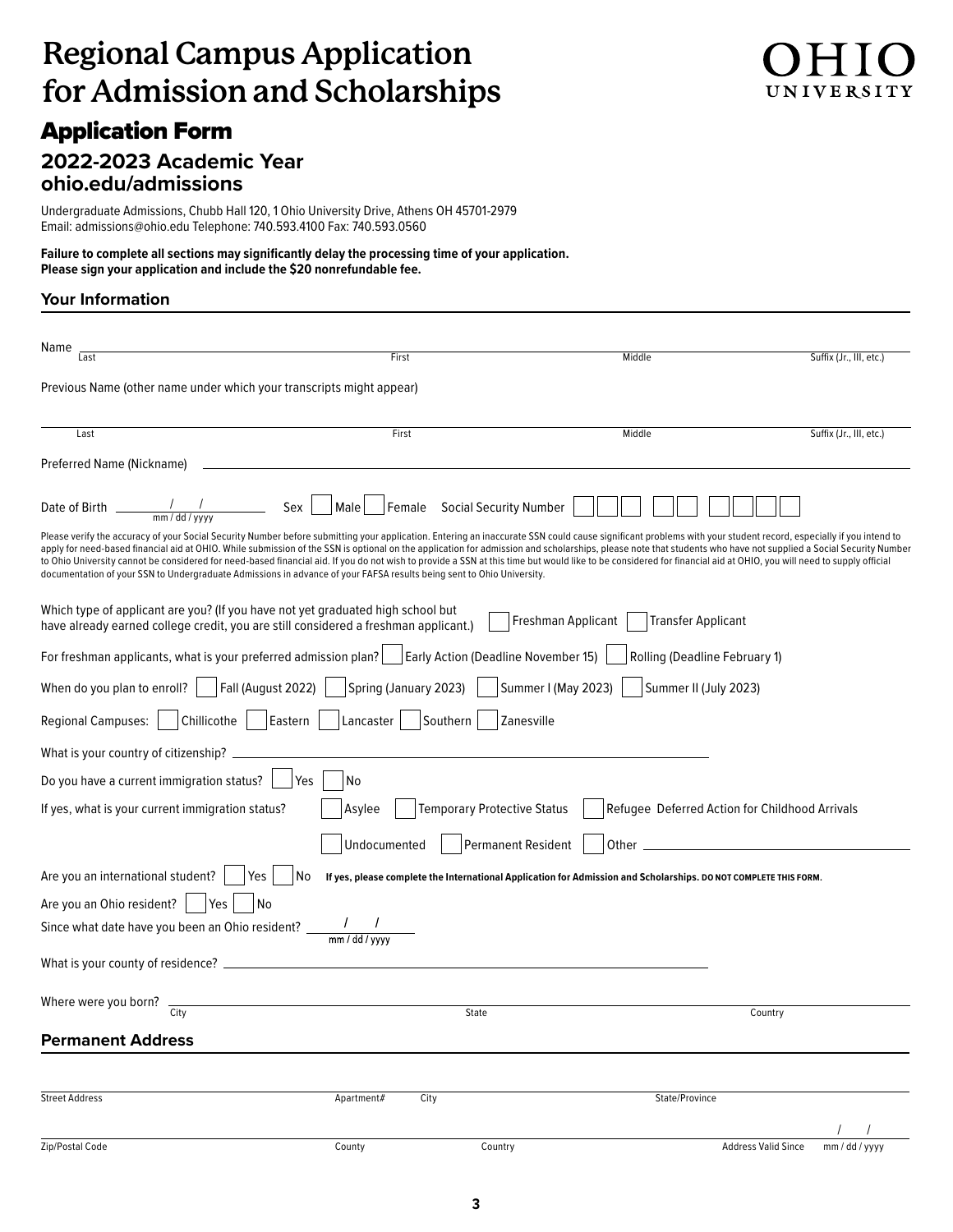# Regional Campus Application for Admission and Scholarships

OHIO UNIVERSITY

## Application Form

### 2022-2023 Academic Year
### ohio.edu/admissions

Undergraduate Admissions, Chubb Hall 120, 1 Ohio University Drive, Athens OH 45701-2979
Email: admissions@ohio.edu Telephone: 740.593.4100 Fax: 740.593.0560

**Failure to complete all sections may significantly delay the processing time of your application.**
**Please sign your application and include the $20 nonrefundable fee.**

### Your Information

Name ______ Last ______ First ______ Middle ______ Suffix (Jr., III, etc.)

Previous Name (other name under which your transcripts might appear)

______ Last ______ First ______ Middle ______ Suffix (Jr., III, etc.)

Preferred Name (Nickname) ______

Date of Birth ___ / ___ / ___ (mm / dd / yyyy) Sex ☐ Male ☐ Female Social Security Number ☐☐☐ ☐☐ ☐☐☐☐

Please verify the accuracy of your Social Security Number before submitting your application. Entering an inaccurate SSN could cause significant problems with your student record, especially if you intend to apply for need-based financial aid at OHIO. While submission of the SSN is optional on the application for admission and scholarships, please note that students who have not supplied a Social Security Number to Ohio University cannot be considered for need-based financial aid. If you do not wish to provide a SSN at this time but would like to be considered for financial aid at OHIO, you will need to supply official documentation of your SSN to Undergraduate Admissions in advance of your FAFSA results being sent to Ohio University.

Which type of applicant are you? (If you have not yet graduated high school but have already earned college credit, you are still considered a freshman applicant.) ☐ Freshman Applicant ☐ Transfer Applicant

For freshman applicants, what is your preferred admission plan? ☐ Early Action (Deadline November 15) ☐ Rolling (Deadline February 1)

When do you plan to enroll? ☐ Fall (August 2022) ☐ Spring (January 2023) ☐ Summer I (May 2023) ☐ Summer II (July 2023)

Regional Campuses: ☐ Chillicothe ☐ Eastern ☐ Lancaster ☐ Southern ☐ Zanesville

What is your country of citizenship? ______

Do you have a current immigration status? ☐ Yes ☐ No

If yes, what is your current immigration status? ☐ Asylee ☐ Temporary Protective Status ☐ Refugee Deferred Action for Childhood Arrivals

☐ Undocumented ☐ Permanent Resident ☐ Other ______

Are you an international student? ☐ Yes ☐ No **If yes, please complete the International Application for Admission and Scholarships. DO NOT COMPLETE THIS FORM.**

Are you an Ohio resident? ☐ Yes ☐ No

Since what date have you been an Ohio resident? ___ / ___ / ___ (mm / dd / yyyy)

What is your county of residence? ______

Where were you born? ______ City ______ State ______ Country

### Permanent Address

______ Street Address ______ Apartment# ______ City ______ State/Province

______ Zip/Postal Code ______ County ______ Country ______ Address Valid Since ___ / ___ / ___ (mm / dd / yyyy)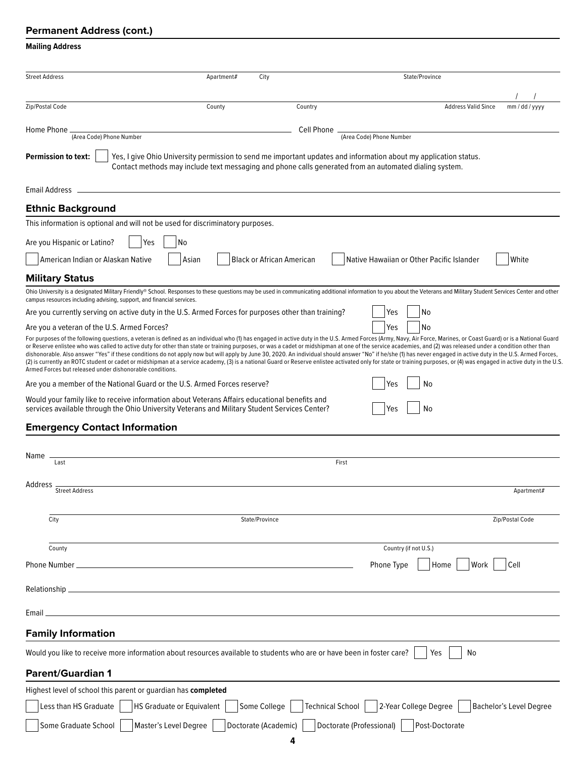## Permanent Address (cont.)

**Mailing Address**

Street Address ______ Apartment# ______ City ______ State/Province ______

Zip/Postal Code ______ County ______ Country ______ Address Valid Since ___ / ___ / ___ mm / dd / yyyy

Home Phone ______ (Area Code) Phone Number    Cell Phone ______ (Area Code) Phone Number

**Permission to text:** ☐ Yes, I give Ohio University permission to send me important updates and information about my application status. Contact methods may include text messaging and phone calls generated from an automated dialing system.

Email Address ______

## Ethnic Background

This information is optional and will not be used for discriminatory purposes.

Are you Hispanic or Latino? ☐ Yes ☐ No

☐ American Indian or Alaskan Native ☐ Asian ☐ Black or African American ☐ Native Hawaiian or Other Pacific Islander ☐ White

## Military Status

Ohio University is a designated Military Friendly® School. Responses to these questions may be used in communicating additional information to you about the Veterans and Military Student Services Center and other campus resources including advising, support, and financial services.

Are you currently serving on active duty in the U.S. Armed Forces for purposes other than training? ☐ Yes ☐ No

Are you a veteran of the U.S. Armed Forces? ☐ Yes ☐ No

For purposes of the following questions, a veteran is defined as an individual who (1) has engaged in active duty in the U.S. Armed Forces (Army, Navy, Air Force, Marines, or Coast Guard) or is a National Guard or Reserve enlistee who was called to active duty for other than state or training purposes, or was a cadet or midshipman at one of the service academies, and (2) was released under a condition other than dishonorable. Also answer "Yes" if these conditions do not apply now but will apply by June 30, 2020. An individual should answer "No" if he/she (1) has never engaged in active duty in the U.S. Armed Forces, (2) is currently an ROTC student or cadet or midshipman at a service academy, (3) is a national Guard or Reserve enlistee activated only for state or training purposes, or (4) was engaged in active duty in the U.S. Armed Forces but released under dishonorable conditions.

Are you a member of the National Guard or the U.S. Armed Forces reserve? ☐ Yes ☐ No

Would your family like to receive information about Veterans Affairs educational benefits and services available through the Ohio University Veterans and Military Student Services Center? ☐ Yes ☐ No

## Emergency Contact Information

Name ______ Last ______ First

Address ______ Street Address ______ Apartment#

City ______ State/Province ______ Zip/Postal Code

County ______ Country (if not U.S.)

Phone Number ______ Phone Type ☐ Home ☐ Work ☐ Cell

Relationship ______

Email ______

## Family Information

Would you like to receive more information about resources available to students who are or have been in foster care? ☐ Yes ☐ No

## Parent/Guardian 1

Highest level of school this parent or guardian has **completed**

☐ Less than HS Graduate ☐ HS Graduate or Equivalent ☐ Some College ☐ Technical School ☐ 2-Year College Degree ☐ Bachelor's Level Degree

☐ Some Graduate School ☐ Master's Level Degree ☐ Doctorate (Academic) ☐ Doctorate (Professional) ☐ Post-Doctorate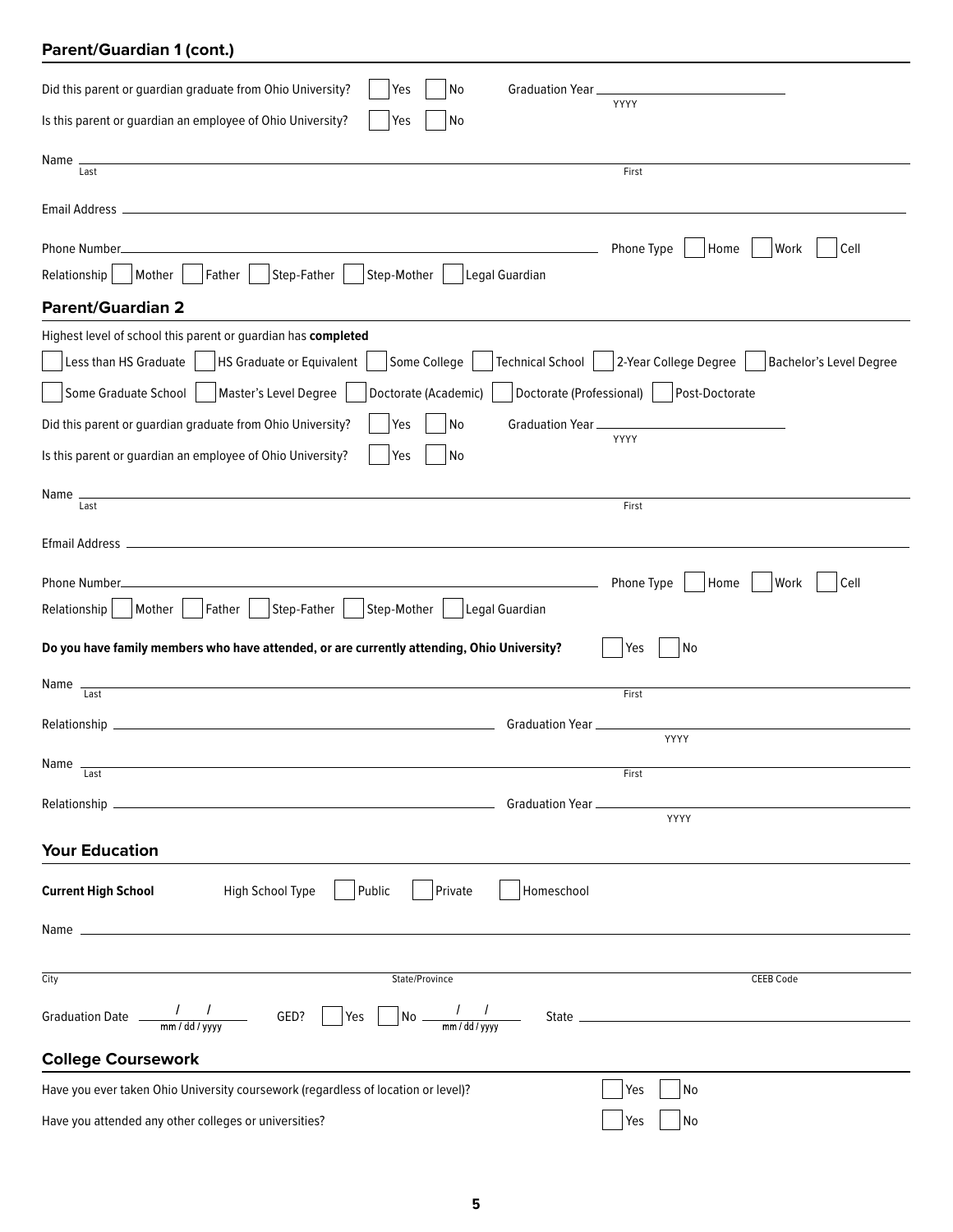## Parent/Guardian 1 (cont.)

Did this parent or guardian graduate from Ohio University? ☐ Yes ☐ No Graduation Year ____________ (YYYY)

Is this parent or guardian an employee of Ohio University? ☐ Yes ☐ No

Name ______________________ (Last) ______________________ (First)

Email Address ______________________

Phone Number ______________________ Phone Type ☐ Home ☐ Work ☐ Cell

Relationship ☐ Mother ☐ Father ☐ Step-Father ☐ Step-Mother ☐ Legal Guardian

## Parent/Guardian 2

Highest level of school this parent or guardian has **completed**

☐ Less than HS Graduate ☐ HS Graduate or Equivalent ☐ Some College ☐ Technical School ☐ 2-Year College Degree ☐ Bachelor's Level Degree

☐ Some Graduate School ☐ Master's Level Degree ☐ Doctorate (Academic) ☐ Doctorate (Professional) ☐ Post-Doctorate

Did this parent or guardian graduate from Ohio University? ☐ Yes ☐ No Graduation Year ____________ (YYYY)

Is this parent or guardian an employee of Ohio University? ☐ Yes ☐ No

Name ______________________ (Last) ______________________ (First)

Efmail Address ______________________

Phone Number ______________________ Phone Type ☐ Home ☐ Work ☐ Cell

Relationship ☐ Mother ☐ Father ☐ Step-Father ☐ Step-Mother ☐ Legal Guardian

**Do you have family members who have attended, or are currently attending, Ohio University?** ☐ Yes ☐ No

Name ______________________ (Last) ______________________ (First)

Relationship ______________________ Graduation Year ____________ (YYYY)

Name ______________________ (Last) ______________________ (First)

Relationship ______________________ Graduation Year ____________ (YYYY)

## Your Education

**Current High School** High School Type ☐ Public ☐ Private ☐ Homeschool

Name ______________________

______________________ (City) ______________________ (State/Province) ______________________ (CEEB Code)

Graduation Date ___ / ___ / ___ (mm / dd / yyyy) GED? ☐ Yes ☐ No ___ / ___ / ___ (mm / dd / yyyy) State ______________________

## College Coursework

Have you ever taken Ohio University coursework (regardless of location or level)? ☐ Yes ☐ No

Have you attended any other colleges or universities? ☐ Yes ☐ No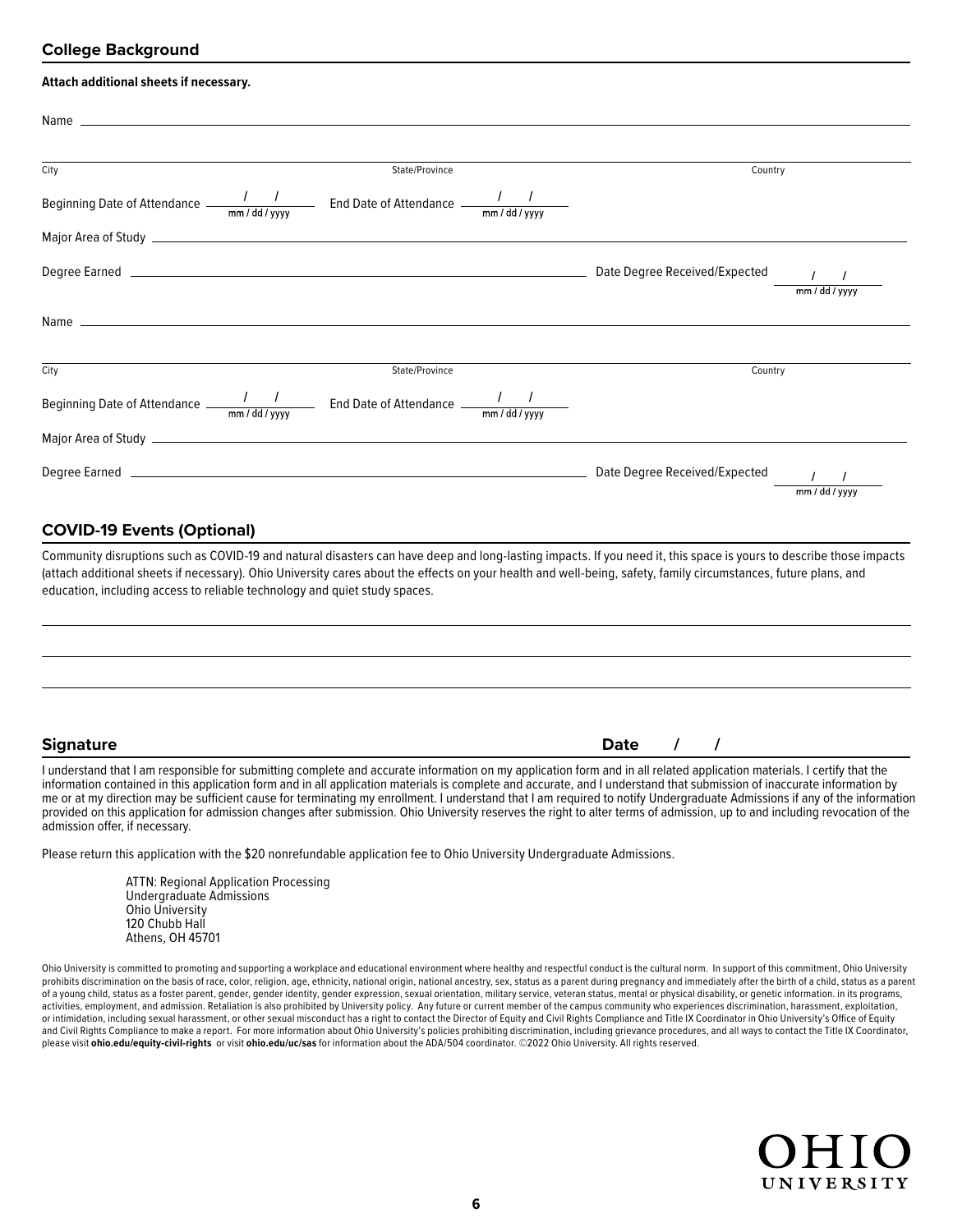## College Background

**Attach additional sheets if necessary.**

Name ______________________________________________

City ______________________ State/Province ______________________ Country ______________________

Beginning Date of Attendance ___/___/_____ (mm / dd / yyyy) End Date of Attendance ___/___/_____ (mm / dd / yyyy)

Major Area of Study ______________________________________________

Degree Earned ______________________________ Date Degree Received/Expected ___/___/_____ (mm / dd / yyyy)

Name ______________________________________________

City ______________________ State/Province ______________________ Country ______________________

Beginning Date of Attendance ___/___/_____ (mm / dd / yyyy) End Date of Attendance ___/___/_____ (mm / dd / yyyy)

Major Area of Study ______________________________________________

Degree Earned ______________________________ Date Degree Received/Expected ___/___/_____ (mm / dd / yyyy)

## COVID-19 Events (Optional)

Community disruptions such as COVID-19 and natural disasters can have deep and long-lasting impacts. If you need it, this space is yours to describe those impacts (attach additional sheets if necessary). Ohio University cares about the effects on your health and well-being, safety, family circumstances, future plans, and education, including access to reliable technology and quiet study spaces.

______________________________________________

______________________________________________

______________________________________________

## Signature

**Date** ___/___/_____

I understand that I am responsible for submitting complete and accurate information on my application form and in all related application materials. I certify that the information contained in this application form and in all application materials is complete and accurate, and I understand that submission of inaccurate information by me or at my direction may be sufficient cause for terminating my enrollment. I understand that I am required to notify Undergraduate Admissions if any of the information provided on this application for admission changes after submission. Ohio University reserves the right to alter terms of admission, up to and including revocation of the admission offer, if necessary.

Please return this application with the $20 nonrefundable application fee to Ohio University Undergraduate Admissions.

ATTN: Regional Application Processing
Undergraduate Admissions
Ohio University
120 Chubb Hall
Athens, OH 45701

Ohio University is committed to promoting and supporting a workplace and educational environment where healthy and respectful conduct is the cultural norm. In support of this commitment, Ohio University prohibits discrimination on the basis of race, color, religion, age, ethnicity, national origin, national ancestry, sex, status as a parent during pregnancy and immediately after the birth of a child, status as a parent of a young child, status as a foster parent, gender, gender identity, gender expression, sexual orientation, military service, veteran status, mental or physical disability, or genetic information. in its programs, activities, employment, and admission. Retaliation is also prohibited by University policy. Any future or current member of the campus community who experiences discrimination, harassment, exploitation, or intimidation, including sexual harassment, or other sexual misconduct has a right to contact the Director of Equity and Civil Rights Compliance and Title IX Coordinator in Ohio University's Office of Equity and Civil Rights Compliance to make a report. For more information about Ohio University's policies prohibiting discrimination, including grievance procedures, and all ways to contact the Title IX Coordinator, please visit **ohio.edu/equity-civil-rights** or visit **ohio.edu/uc/sas** for information about the ADA/504 coordinator. ©2022 Ohio University. All rights reserved.

OHIO UNIVERSITY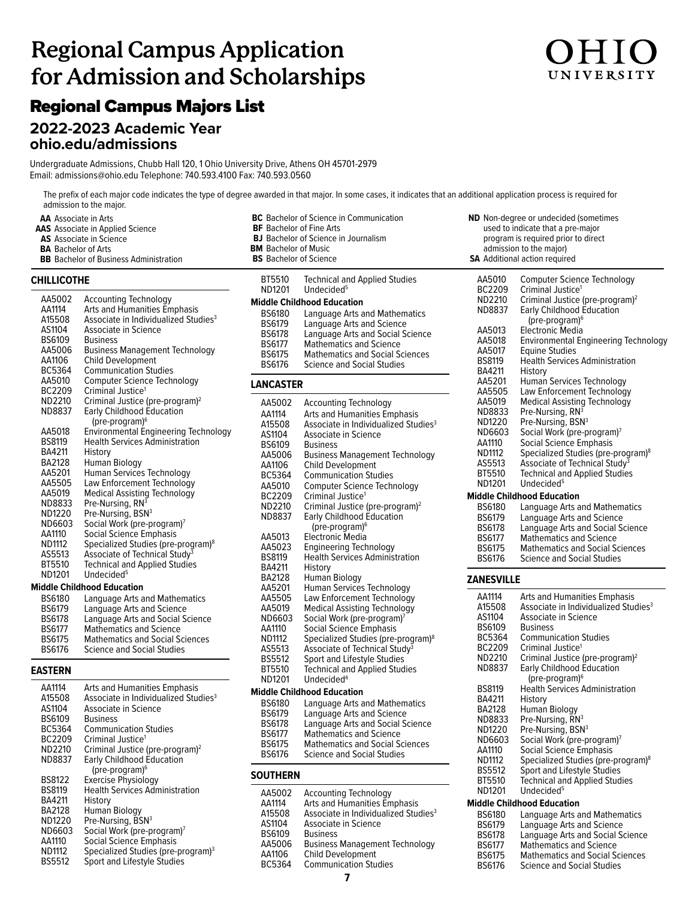# Regional Campus Application for Admission and Scholarships

OHIO UNIVERSITY

## Regional Campus Majors List

### 2022-2023 Academic Year
### ohio.edu/admissions

Undergraduate Admissions, Chubb Hall 120, 1 Ohio University Drive, Athens OH 45701-2979
Email: admissions@ohio.edu Telephone: 740.593.4100 Fax: 740.593.0560

The prefix of each major code indicates the type of degree awarded in that major. In some cases, it indicates that an additional application process is required for admission to the major.

- **AA** Associate in Arts
- **AAS** Associate in Applied Science
- **AS** Associate in Science
- **BA** Bachelor of Arts
- **BB** Bachelor of Business Administration
- **BC** Bachelor of Science in Communication
- **BF** Bachelor of Fine Arts
- **BJ** Bachelor of Science in Journalism
- **BM** Bachelor of Music
- **BS** Bachelor of Science
- **ND** Non-degree or undecided (sometimes used to indicate that a pre-major program is required prior to direct admission to the major)
- **SA** Additional action required

#### CHILLICOTHE

| Code | Major |
|---|---|
| AA5002 | Accounting Technology |
| AA1114 | Arts and Humanities Emphasis |
| A15508 | Associate in Individualized Studies[3] |
| AS1104 | Associate in Science |
| BS6109 | Business |
| AA5006 | Business Management Technology |
| AA1106 | Child Development |
| BC5364 | Communication Studies |
| AA5010 | Computer Science Technology |
| BC2209 | Criminal Justice[1] |
| ND2210 | Criminal Justice (pre-program)[2] |
| ND8837 | Early Childhood Education (pre-program)[6] |
| AA5018 | Environmental Engineering Technology |
| BS8119 | Health Services Administration |
| BA4211 | History |
| BA2128 | Human Biology |
| AA5201 | Human Services Technology |
| AA5505 | Law Enforcement Technology |
| AA5019 | Medical Assisting Technology |
| ND8833 | Pre-Nursing, RN[3] |
| ND1220 | Pre-Nursing, BSN[3] |
| ND6603 | Social Work (pre-program)[7] |
| AA1110 | Social Science Emphasis |
| ND1112 | Specialized Studies (pre-program)[8] |
| AS5513 | Associate of Technical Study[3] |
| BT5510 | Technical and Applied Studies |
| ND1201 | Undecided[5] |

**Middle Childhood Education**

| Code | Major |
|---|---|
| BS6180 | Language Arts and Mathematics |
| BS6179 | Language Arts and Science |
| BS6178 | Language Arts and Social Science |
| BS6177 | Mathematics and Science |
| BS6175 | Mathematics and Social Sciences |
| BS6176 | Science and Social Studies |

#### EASTERN

| Code | Major |
|---|---|
| AA1114 | Arts and Humanities Emphasis |
| A15508 | Associate in Individualized Studies[3] |
| AS1104 | Associate in Science |
| BS6109 | Business |
| BC5364 | Communication Studies |
| BC2209 | Criminal Justice[1] |
| ND2210 | Criminal Justice (pre-program)[2] |
| ND8837 | Early Childhood Education (pre-program)[6] |
| BS8122 | Exercise Physiology |
| BS8119 | Health Services Administration |
| BA4211 | History |
| BA2128 | Human Biology |
| ND1220 | Pre-Nursing, BSN[3] |
| ND6603 | Social Work (pre-program)[7] |
| AA1110 | Social Science Emphasis |
| ND1112 | Specialized Studies (pre-program)[3] |
| BS5512 | Sport and Lifestyle Studies |
| BT5510 | Technical and Applied Studies |
| ND1201 | Undecided[5] |

**Middle Childhood Education**

| Code | Major |
|---|---|
| BS6180 | Language Arts and Mathematics |
| BS6179 | Language Arts and Science |
| BS6178 | Language Arts and Social Science |
| BS6177 | Mathematics and Science |
| BS6175 | Mathematics and Social Sciences |
| BS6176 | Science and Social Studies |

#### LANCASTER

| Code | Major |
|---|---|
| AA5002 | Accounting Technology |
| AA1114 | Arts and Humanities Emphasis |
| A15508 | Associate in Individualized Studies[3] |
| AS1104 | Associate in Science |
| BS6109 | Business |
| AA5006 | Business Management Technology |
| AA1106 | Child Development |
| BC5364 | Communication Studies |
| AA5010 | Computer Science Technology |
| BC2209 | Criminal Justice[1] |
| ND2210 | Criminal Justice (pre-program)[2] |
| ND8837 | Early Childhood Education (pre-program)[6] |
| AA5013 | Electronic Media |
| AA5023 | Engineering Technology |
| BS8119 | Health Services Administration |
| BA4211 | History |
| BA2128 | Human Biology |
| AA5201 | Human Services Technology |
| AA5505 | Law Enforcement Technology |
| AA5019 | Medical Assisting Technology |
| ND6603 | Social Work (pre-program)[7] |
| AA1110 | Social Science Emphasis |
| ND1112 | Specialized Studies (pre-program)[8] |
| AS5513 | Associate of Technical Study[3] |
| BS5512 | Sport and Lifestyle Studies |
| BT5510 | Technical and Applied Studies |
| ND1201 | Undecided[4] |

**Middle Childhood Education**

| Code | Major |
|---|---|
| BS6180 | Language Arts and Mathematics |
| BS6179 | Language Arts and Science |
| BS6178 | Language Arts and Social Science |
| BS6177 | Mathematics and Science |
| BS6175 | Mathematics and Social Sciences |
| BS6176 | Science and Social Studies |

#### SOUTHERN

| Code | Major |
|---|---|
| AA5002 | Accounting Technology |
| AA1114 | Arts and Humanities Emphasis |
| A15508 | Associate in Individualized Studies[3] |
| AS1104 | Associate in Science |
| BS6109 | Business |
| AA5006 | Business Management Technology |
| AA1106 | Child Development |
| BC5364 | Communication Studies |
| AA5010 | Computer Science Technology |
| BC2209 | Criminal Justice[1] |
| ND2210 | Criminal Justice (pre-program)[2] |
| ND8837 | Early Childhood Education (pre-program)[6] |
| AA5013 | Electronic Media |
| AA5018 | Environmental Engineering Technology |
| AA5017 | Equine Studies |
| BS8119 | Health Services Administration |
| BA4211 | History |
| AA5201 | Human Services Technology |
| AA5505 | Law Enforcement Technology |
| AA5019 | Medical Assisting Technology |
| ND8833 | Pre-Nursing, RN[3] |
| ND1220 | Pre-Nursing, BSN[3] |
| ND6603 | Social Work (pre-program)[7] |
| AA1110 | Social Science Emphasis |
| ND1112 | Specialized Studies (pre-program)[8] |
| AS5513 | Associate of Technical Study[3] |
| BT5510 | Technical and Applied Studies |
| ND1201 | Undecided[5] |

**Middle Childhood Education**

| Code | Major |
|---|---|
| BS6180 | Language Arts and Mathematics |
| BS6179 | Language Arts and Science |
| BS6178 | Language Arts and Social Science |
| BS6177 | Mathematics and Science |
| BS6175 | Mathematics and Social Sciences |
| BS6176 | Science and Social Studies |

#### ZANESVILLE

| Code | Major |
|---|---|
| AA1114 | Arts and Humanities Emphasis |
| A15508 | Associate in Individualized Studies[3] |
| AS1104 | Associate in Science |
| BS6109 | Business |
| BC5364 | Communication Studies |
| BC2209 | Criminal Justice[1] |
| ND2210 | Criminal Justice (pre-program)[2] |
| ND8837 | Early Childhood Education (pre-program)[6] |
| BS8119 | Health Services Administration |
| BA4211 | History |
| BA2128 | Human Biology |
| ND8833 | Pre-Nursing, RN[3] |
| ND1220 | Pre-Nursing, BSN[3] |
| ND6603 | Social Work (pre-program)[7] |
| AA1110 | Social Science Emphasis |
| ND1112 | Specialized Studies (pre-program)[8] |
| BS5512 | Sport and Lifestyle Studies |
| BT5510 | Technical and Applied Studies |
| ND1201 | Undecided[5] |

**Middle Childhood Education**

| Code | Major |
|---|---|
| BS6180 | Language Arts and Mathematics |
| BS6179 | Language Arts and Science |
| BS6178 | Language Arts and Social Science |
| BS6177 | Mathematics and Science |
| BS6175 | Mathematics and Social Sciences |
| BS6176 | Science and Social Studies |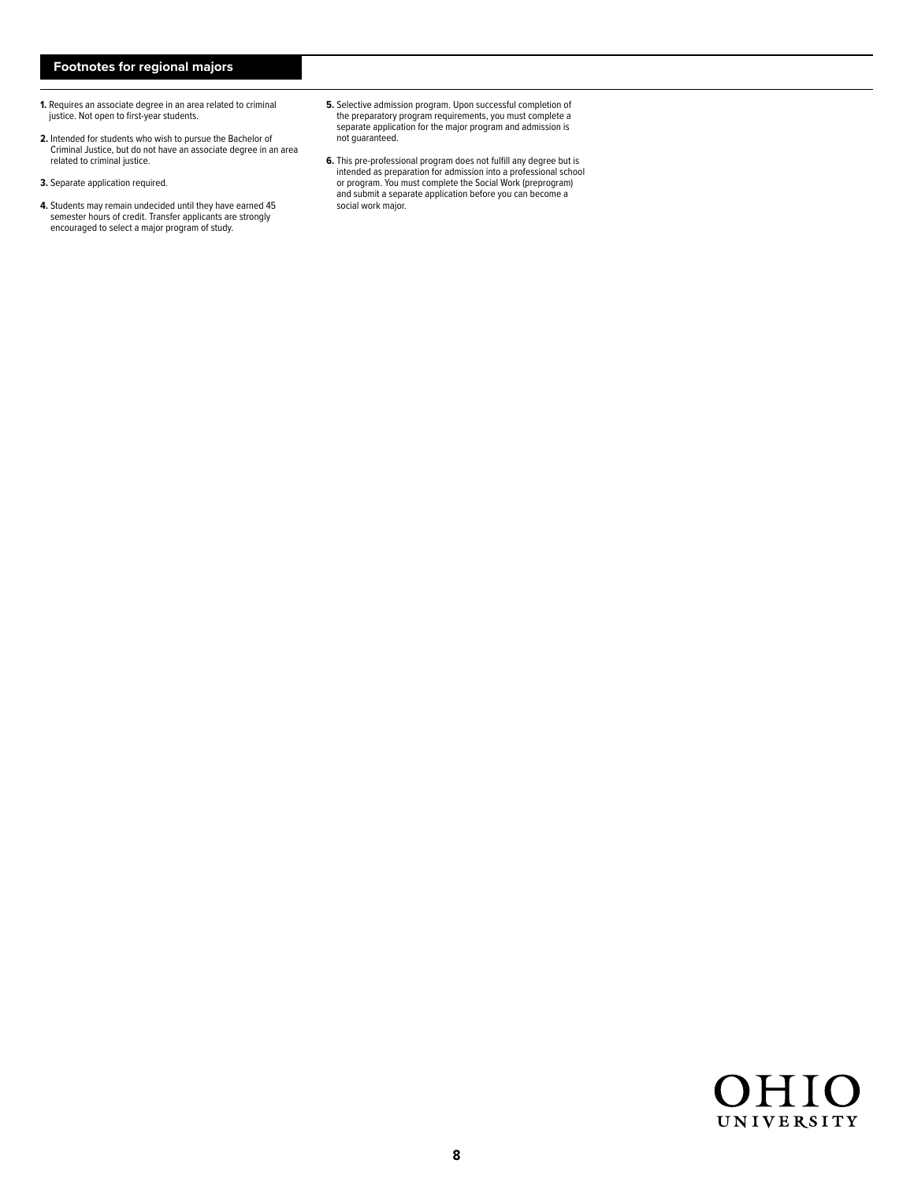## Footnotes for regional majors

1. Requires an associate degree in an area related to criminal justice. Not open to first-year students.

2. Intended for students who wish to pursue the Bachelor of Criminal Justice, but do not have an associate degree in an area related to criminal justice.

3. Separate application required.

4. Students may remain undecided until they have earned 45 semester hours of credit. Transfer applicants are strongly encouraged to select a major program of study.

5. Selective admission program. Upon successful completion of the preparatory program requirements, you must complete a separate application for the major program and admission is not guaranteed.

6. This pre-professional program does not fulfill any degree but is intended as preparation for admission into a professional school or program. You must complete the Social Work (preprogram) and submit a separate application before you can become a social work major.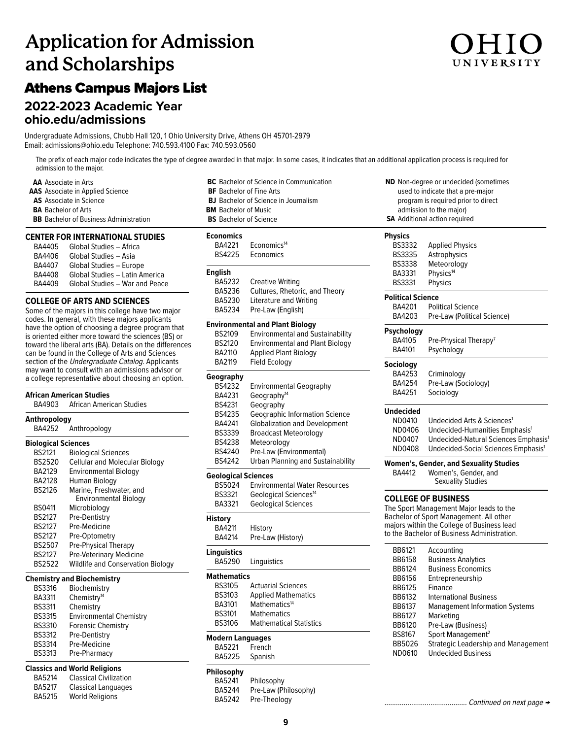# Application for Admission and Scholarships

OHIO UNIVERSITY

## Athens Campus Majors List

### 2022-2023 Academic Year
### ohio.edu/admissions

Undergraduate Admissions, Chubb Hall 120, 1 Ohio University Drive, Athens OH 45701-2979
Email: admissions@ohio.edu Telephone: 740.593.4100 Fax: 740.593.0560

The prefix of each major code indicates the type of degree awarded in that major. In some cases, it indicates that an additional application process is required for admission to the major.

- **AA** Associate in Arts
- **AAS** Associate in Applied Science
- **AS** Associate in Science
- **BA** Bachelor of Arts
- **BB** Bachelor of Business Administration
- **BC** Bachelor of Science in Communication
- **BF** Bachelor of Fine Arts
- **BJ** Bachelor of Science in Journalism
- **BM** Bachelor of Music
- **BS** Bachelor of Science
- **ND** Non-degree or undecided (sometimes used to indicate that a pre-major program is required prior to direct admission to the major)
- **SA** Additional action required

### CENTER FOR INTERNATIONAL STUDIES

| Code | Major |
|---|---|
| BA4405 | Global Studies – Africa |
| BA4406 | Global Studies – Asia |
| BA4407 | Global Studies – Europe |
| BA4408 | Global Studies – Latin America |
| BA4409 | Global Studies – War and Peace |

### COLLEGE OF ARTS AND SCIENCES

Some of the majors in this college have two major codes. In general, with these majors applicants have the option of choosing a degree program that is oriented either more toward the sciences (BS) or toward the liberal arts (BA). Details on the differences can be found in the College of Arts and Sciences section of the *Undergraduate Catalog*. Applicants may want to consult with an admissions advisor or a college representative about choosing an option.

**African American Studies**

| Code | Major |
|---|---|
| BA4903 | African American Studies |

**Anthropology**

| Code | Major |
|---|---|
| BA4252 | Anthropology |

**Biological Sciences**

| Code | Major |
|---|---|
| BS2121 | Biological Sciences |
| BS2520 | Cellular and Molecular Biology |
| BA2129 | Environmental Biology |
| BA2128 | Human Biology |
| BS2126 | Marine, Freshwater, and Environmental Biology |
| BS0411 | Microbiology |
| BS2127 | Pre-Dentistry |
| BS2127 | Pre-Medicine |
| BS2127 | Pre-Optometry |
| BS2507 | Pre-Physical Therapy |
| BS2127 | Pre-Veterinary Medicine |
| BS2522 | Wildlife and Conservation Biology |

**Chemistry and Biochemistry**

| Code | Major |
|---|---|
| BS3316 | Biochemistry |
| BA3311 | Chemistry[14] |
| BS3311 | Chemistry |
| BS3315 | Environmental Chemistry |
| BS3310 | Forensic Chemistry |
| BS3312 | Pre-Dentistry |
| BS3314 | Pre-Medicine |
| BS3313 | Pre-Pharmacy |

**Classics and World Religions**

| Code | Major |
|---|---|
| BA5214 | Classical Civilization |
| BA5217 | Classical Languages |
| BA5215 | World Religions |

**Economics**

| Code | Major |
|---|---|
| BA4221 | Economics[14] |
| BS4225 | Economics |

**English**

| Code | Major |
|---|---|
| BA5232 | Creative Writing |
| BA5236 | Cultures, Rhetoric, and Theory |
| BA5230 | Literature and Writing |
| BA5234 | Pre-Law (English) |

**Environmental and Plant Biology**

| Code | Major |
|---|---|
| BS2109 | Environmental and Sustainability |
| BS2120 | Environmental and Plant Biology |
| BA2110 | Applied Plant Biology |
| BA2119 | Field Ecology |

**Geography**

| Code | Major |
|---|---|
| BS4232 | Environmental Geography |
| BA4231 | Geography[14] |
| BS4231 | Geography |
| BS4235 | Geographic Information Science |
| BA4241 | Globalization and Development |
| BS3339 | Broadcast Meteorology |
| BS4238 | Meteorology |
| BS4240 | Pre-Law (Environmental) |
| BS4242 | Urban Planning and Sustainability |

**Geological Sciences**

| Code | Major |
|---|---|
| BS5024 | Environmental Water Resources |
| BS3321 | Geological Sciences[14] |
| BA3321 | Geological Sciences |

**History**

| Code | Major |
|---|---|
| BA4211 | History |
| BA4214 | Pre-Law (History) |

**Linguistics**

| Code | Major |
|---|---|
| BA5290 | Linguistics |

**Mathematics**

| Code | Major |
|---|---|
| BS3105 | Actuarial Sciences |
| BS3103 | Applied Mathematics |
| BA3101 | Mathematics[14] |
| BS3101 | Mathematics |
| BS3106 | Mathematical Statistics |

**Modern Languages**

| Code | Major |
|---|---|
| BA5221 | French |
| BA5225 | Spanish |

**Philosophy**

| Code | Major |
|---|---|
| BA5241 | Philosophy |
| BA5244 | Pre-Law (Philosophy) |
| BA5242 | Pre-Theology |

**Physics**

| Code | Major |
|---|---|
| BS3332 | Applied Physics |
| BS3335 | Astrophysics |
| BS3338 | Meteorology |
| BA3331 | Physics[14] |
| BS3331 | Physics |

**Political Science**

| Code | Major |
|---|---|
| BA4201 | Political Science |
| BA4203 | Pre-Law (Political Science) |

**Psychology**

| Code | Major |
|---|---|
| BA4105 | Pre-Physical Therapy[7] |
| BA4101 | Psychology |

**Sociology**

| Code | Major |
|---|---|
| BA4253 | Criminology |
| BA4254 | Pre-Law (Sociology) |
| BA4251 | Sociology |

**Undecided**

| Code | Major |
|---|---|
| ND0410 | Undecided Arts & Sciences[1] |
| ND0406 | Undecided-Humanities Emphasis[1] |
| ND0407 | Undecided-Natural Sciences Emphasis[1] |
| ND0408 | Undecided-Social Sciences Emphasis[1] |

**Women's, Gender, and Sexuality Studies**

| Code | Major |
|---|---|
| BA4412 | Women's, Gender, and Sexuality Studies |

### COLLEGE OF BUSINESS

The Sport Management Major leads to the Bachelor of Sport Management. All other majors within the College of Business lead to the Bachelor of Business Administration.

| Code | Major |
|---|---|
| BB6121 | Accounting |
| BB6158 | Business Analytics |
| BB6124 | Business Economics |
| BB6156 | Entrepreneurship |
| BB6125 | Finance |
| BB6132 | International Business |
| BB6137 | Management Information Systems |
| BB6127 | Marketing |
| BB6120 | Pre-Law (Business) |
| BS8167 | Sport Management[2] |
| BB5026 | Strategic Leadership and Management |
| ND0610 | Undecided Business |

*Continued on next page →*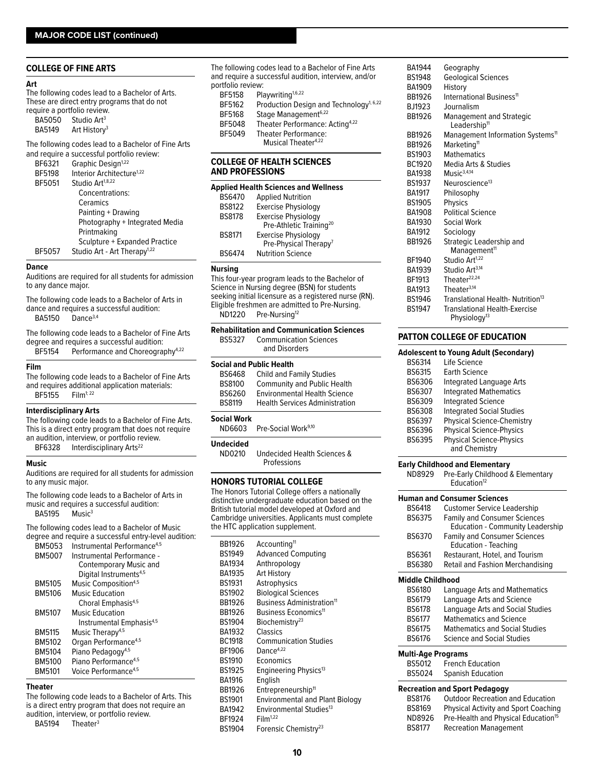## MAJOR CODE LIST (continued)

## COLLEGE OF FINE ARTS

### Art

The following codes lead to a Bachelor of Arts. These are direct entry programs that do not require a portfolio review.

| | |
|---|---|
| BA5050 | Studio Art[3] |
| BA5149 | Art History[3] |

The following codes lead to a Bachelor of Fine Arts and require a successful portfolio review:

| | |
|---|---|
| BF6321 | Graphic Design[1,22] |
| BF5198 | Interior Architecture[1,22] |
| BF5051 | Studio Art[1,8,22] |
| | Concentrations: |
| | Ceramics |
| | Painting + Drawing |
| | Photography + Integrated Media |
| | Printmaking |
| | Sculpture + Expanded Practice |
| BF5057 | Studio Art - Art Therapy[1,22] |

### Dance

Auditions are required for all students for admission to any dance major.

The following code leads to a Bachelor of Arts in dance and requires a successful audition:

| | |
|---|---|
| BA5150 | Dance[3,4] |

The following code leads to a Bachelor of Fine Arts degree and requires a successful audition:

| | |
|---|---|
| BF5154 | Performance and Choreography[4,22] |

### Film

The following code leads to a Bachelor of Fine Arts and requires additional application materials:

| | |
|---|---|
| BF5155 | Film[1, 22] |

### Interdisciplinary Arts

The following code leads to a Bachelor of Fine Arts. This is a direct entry program that does not require an audition, interview, or portfolio review.

| | |
|---|---|
| BF6328 | Interdisciplinary Arts[22] |

### Music

Auditions are required for all students for admission to any music major.

The following code leads to a Bachelor of Arts in music and requires a successful audition:

| | |
|---|---|
| BA5195 | Music[3] |

The following codes lead to a Bachelor of Music degree and require a successful entry-level audition:

| | |
|---|---|
| BM5053 | Instrumental Performance[4,5] |
| BM5007 | Instrumental Performance - Contemporary Music and Digital Instruments[4,5] |
| BM5105 | Music Composition[4,5] |
| BM5106 | Music Education Choral Emphasis[4,5] |
| BM5107 | Music Education Instrumental Emphasis[4,5] |
| BM5115 | Music Therapy[4,5] |
| BM5102 | Organ Performance[4,5] |
| BM5104 | Piano Pedagogy[4,5] |
| BM5100 | Piano Performance[4,5] |
| BM5101 | Voice Performance[4,5] |

### Theater

The following code leads to a Bachelor of Arts. This is a direct entry program that does not require an audition, interview, or portfolio review.

| | |
|---|---|
| BA5194 | Theater[3] |

The following codes lead to a Bachelor of Fine Arts and require a successful audition, interview, and/or portfolio review:

| | |
|---|---|
| BF5158 | Playwriting[1,6,22] |
| BF5162 | Production Design and Technology[1, 6,22] |
| BF5168 | Stage Management[6,22] |
| BF5048 | Theater Performance: Acting[4,22] |
| BF5049 | Theater Performance: Musical Theater[4,22] |

## COLLEGE OF HEALTH SCIENCES AND PROFESSIONS

### Applied Health Sciences and Wellness

| | |
|---|---|
| BS6470 | Applied Nutrition |
| BS8122 | Exercise Physiology |
| BS8178 | Exercise Physiology Pre-Athletic Training[20] |
| BS8171 | Exercise Physiology Pre-Physical Therapy[7] |
| BS6474 | Nutrition Science |

### Nursing

This four-year program leads to the Bachelor of Science in Nursing degree (BSN) for students seeking initial licensure as a registered nurse (RN). Eligible freshmen are admitted to Pre-Nursing.

| | |
|---|---|
| ND1220 | Pre-Nursing[12] |

### Rehabilitation and Communication Sciences

| | |
|---|---|
| BS5327 | Communication Sciences and Disorders |

### Social and Public Health

| | |
|---|---|
| BS6468 | Child and Family Studies |
| BS8100 | Community and Public Health |
| BS6260 | Environmental Health Science |
| BS8119 | Health Services Administration |

### Social Work

| | |
|---|---|
| ND6603 | Pre-Social Work[9,10] |

### Undecided

| | |
|---|---|
| ND0210 | Undecided Health Sciences & Professions |

## HONORS TUTORIAL COLLEGE

The Honors Tutorial College offers a nationally distinctive undergraduate education based on the British tutorial model developed at Oxford and Cambridge universities. Applicants must complete the HTC application supplement.

| | |
|---|---|
| BB1926 | Accounting[11] |
| BS1949 | Advanced Computing |
| BA1934 | Anthropology |
| BA1935 | Art History |
| BS1931 | Astrophysics |
| BS1902 | Biological Sciences |
| BB1926 | Business Administration[11] |
| BB1926 | Business Economics[11] |
| BS1904 | Biochemistry[23] |
| BA1932 | Classics |
| BC1918 | Communication Studies |
| BF1906 | Dance[4,22] |
| BS1910 | Economics |
| BS1925 | Engineering Physics[13] |
| BA1916 | English |
| BB1926 | Entrepreneurship[11] |
| BS1901 | Environmental and Plant Biology |
| BA1942 | Environmental Studies[13] |
| BF1924 | Film[1,22] |
| BS1904 | Forensic Chemistry[23] |
| BA1944 | Geography |
| BS1948 | Geological Sciences |
| BA1909 | History |
| BB1926 | International Business[11] |
| BJ1923 | Journalism |
| BB1926 | Management and Strategic Leadership[11] |
| BB1926 | Management Information Systems[11] |
| BB1926 | Marketing[11] |
| BS1903 | Mathematics |
| BC1920 | Media Arts & Studies |
| BA1938 | Music[3,4,14] |
| BS1937 | Neuroscience[13] |
| BA1917 | Philosophy |
| BS1905 | Physics |
| BA1908 | Political Science |
| BA1930 | Social Work |
| BA1912 | Sociology |
| BB1926 | Strategic Leadership and Management[11] |
| BF1940 | Studio Art[1,22] |
| BA1939 | Studio Art[3,14] |
| BF1913 | Theater[22,24] |
| BA1913 | Theater[3,14] |
| BS1946 | Translational Health- Nutrition[13] |
| BS1947 | Translational Health-Exercise Physiology[13] |

## PATTON COLLEGE OF EDUCATION

### Adolescent to Young Adult (Secondary)

| | |
|---|---|
| BS6314 | Life Science |
| BS6315 | Earth Science |
| BS6306 | Integrated Language Arts |
| BS6307 | Integrated Mathematics |
| BS6309 | Integrated Science |
| BS6308 | Integrated Social Studies |
| BS6397 | Physical Science-Chemistry |
| BS6396 | Physical Science-Physics |
| BS6395 | Physical Science-Physics and Chemistry |

### Early Childhood and Elementary

| | |
|---|---|
| ND8929 | Pre-Early Childhood & Elementary Education[12] |

### Human and Consumer Sciences

| | |
|---|---|
| BS6418 | Customer Service Leadership |
| BS6375 | Family and Consumer Sciences Education - Community Leadership |
| BS6370 | Family and Consumer Sciences Education - Teaching |
| BS6361 | Restaurant, Hotel, and Tourism |
| BS6380 | Retail and Fashion Merchandising |

### Middle Childhood

| | |
|---|---|
| BS6180 | Language Arts and Mathematics |
| BS6179 | Language Arts and Science |
| BS6178 | Language Arts and Social Studies |
| BS6177 | Mathematics and Science |
| BS6175 | Mathematics and Social Studies |
| BS6176 | Science and Social Studies |

### Multi-Age Programs

| | |
|---|---|
| BS5012 | French Education |
| BS5024 | Spanish Education |

### Recreation and Sport Pedagogy

| | |
|---|---|
| BS8176 | Outdoor Recreation and Education |
| BS8169 | Physical Activity and Sport Coaching |
| ND8926 | Pre-Health and Physical Education[15] |
| BS8177 | Recreation Management |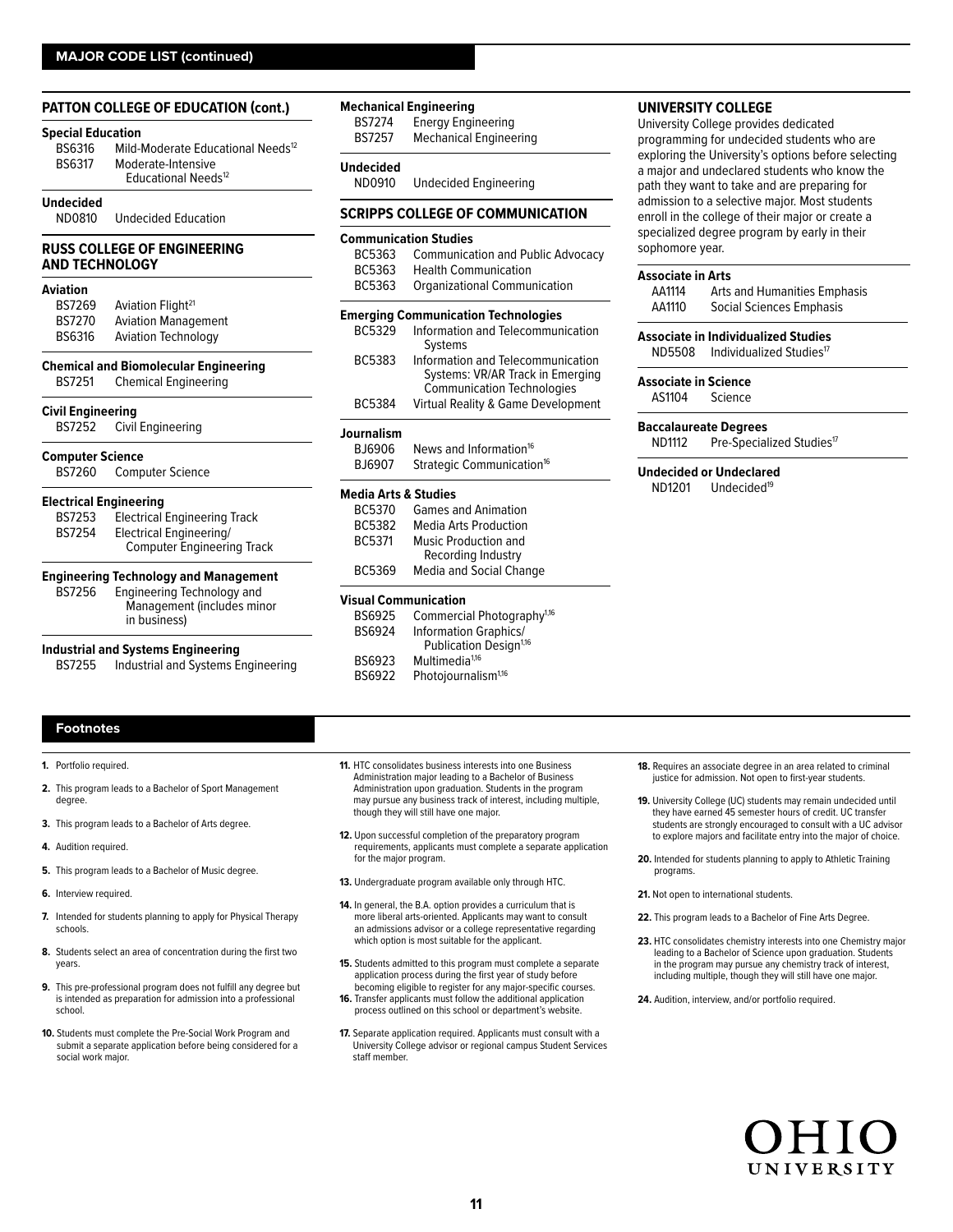## MAJOR CODE LIST (continued)

### PATTON COLLEGE OF EDUCATION (cont.)

**Special Education**

| | |
|---|---|
| BS6316 | Mild-Moderate Educational Needs[12] |
| BS6317 | Moderate-Intensive Educational Needs[12] |

**Undecided**

| | |
|---|---|
| ND0810 | Undecided Education |

### RUSS COLLEGE OF ENGINEERING AND TECHNOLOGY

**Aviation**

| | |
|---|---|
| BS7269 | Aviation Flight[21] |
| BS7270 | Aviation Management |
| BS6316 | Aviation Technology |

**Chemical and Biomolecular Engineering**

| | |
|---|---|
| BS7251 | Chemical Engineering |

**Civil Engineering**

| | |
|---|---|
| BS7252 | Civil Engineering |

**Computer Science**

| | |
|---|---|
| BS7260 | Computer Science |

**Electrical Engineering**

| | |
|---|---|
| BS7253 | Electrical Engineering Track |
| BS7254 | Electrical Engineering/ Computer Engineering Track |

**Engineering Technology and Management**

| | |
|---|---|
| BS7256 | Engineering Technology and Management (includes minor in business) |

**Industrial and Systems Engineering**

| | |
|---|---|
| BS7255 | Industrial and Systems Engineering |

**Mechanical Engineering**

| | |
|---|---|
| BS7274 | Energy Engineering |
| BS7257 | Mechanical Engineering |

**Undecided**

| | |
|---|---|
| ND0910 | Undecided Engineering |

### SCRIPPS COLLEGE OF COMMUNICATION

**Communication Studies**

| | |
|---|---|
| BC5363 | Communication and Public Advocacy |
| BC5363 | Health Communication |
| BC5363 | Organizational Communication |

**Emerging Communication Technologies**

| | |
|---|---|
| BC5329 | Information and Telecommunication Systems |
| BC5383 | Information and Telecommunication Systems: VR/AR Track in Emerging Communication Technologies |
| BC5384 | Virtual Reality & Game Development |

**Journalism**

| | |
|---|---|
| BJ6906 | News and Information[16] |
| BJ6907 | Strategic Communication[16] |

**Media Arts & Studies**

| | |
|---|---|
| BC5370 | Games and Animation |
| BC5382 | Media Arts Production |
| BC5371 | Music Production and Recording Industry |
| BC5369 | Media and Social Change |

**Visual Communication**

| | |
|---|---|
| BS6925 | Commercial Photography[1,16] |
| BS6924 | Information Graphics/ Publication Design[1,16] |
| BS6923 | Multimedia[1,16] |
| BS6922 | Photojournalism[1,16] |

### UNIVERSITY COLLEGE

University College provides dedicated programming for undecided students who are exploring the University's options before selecting a major and undeclared students who know the path they want to take and are preparing for admission to a selective major. Most students enroll in the college of their major or create a specialized degree program by early in their sophomore year.

**Associate in Arts**

| | |
|---|---|
| AA1114 | Arts and Humanities Emphasis |
| AA1110 | Social Sciences Emphasis |

**Associate in Individualized Studies**

| | |
|---|---|
| ND5508 | Individualized Studies[17] |

**Associate in Science**

| | |
|---|---|
| AS1104 | Science |

**Baccalaureate Degrees**

| | |
|---|---|
| ND1112 | Pre-Specialized Studies[17] |

**Undecided or Undeclared**

| | |
|---|---|
| ND1201 | Undecided[19] |

## Footnotes

1. Portfolio required.
2. This program leads to a Bachelor of Sport Management degree.
3. This program leads to a Bachelor of Arts degree.
4. Audition required.
5. This program leads to a Bachelor of Music degree.
6. Interview required.
7. Intended for students planning to apply for Physical Therapy schools.
8. Students select an area of concentration during the first two years.
9. This pre-professional program does not fulfill any degree but is intended as preparation for admission into a professional school.
10. Students must complete the Pre-Social Work Program and submit a separate application before being considered for a social work major.
11. HTC consolidates business interests into one Business Administration major leading to a Bachelor of Business Administration upon graduation. Students in the program may pursue any business track of interest, including multiple, though they will still have one major.
12. Upon successful completion of the preparatory program requirements, applicants must complete a separate application for the major program.
13. Undergraduate program available only through HTC.
14. In general, the B.A. option provides a curriculum that is more liberal arts-oriented. Applicants may want to consult an admissions advisor or a college representative regarding which option is most suitable for the applicant.
15. Students admitted to this program must complete a separate application process during the first year of study before becoming eligible to register for any major-specific courses.
16. Transfer applicants must follow the additional application process outlined on this school or department's website.
17. Separate application required. Applicants must consult with a University College advisor or regional campus Student Services staff member.
18. Requires an associate degree in an area related to criminal justice for admission. Not open to first-year students.
19. University College (UC) students may remain undecided until they have earned 45 semester hours of credit. UC transfer students are strongly encouraged to consult with a UC advisor to explore majors and facilitate entry into the major of choice.
20. Intended for students planning to apply to Athletic Training programs.
21. Not open to international students.
22. This program leads to a Bachelor of Fine Arts Degree.
23. HTC consolidates chemistry interests into one Chemistry major leading to a Bachelor of Science upon graduation. Students in the program may pursue any chemistry track of interest, including multiple, though they will still have one major.
24. Audition, interview, and/or portfolio required.

OHIO UNIVERSITY